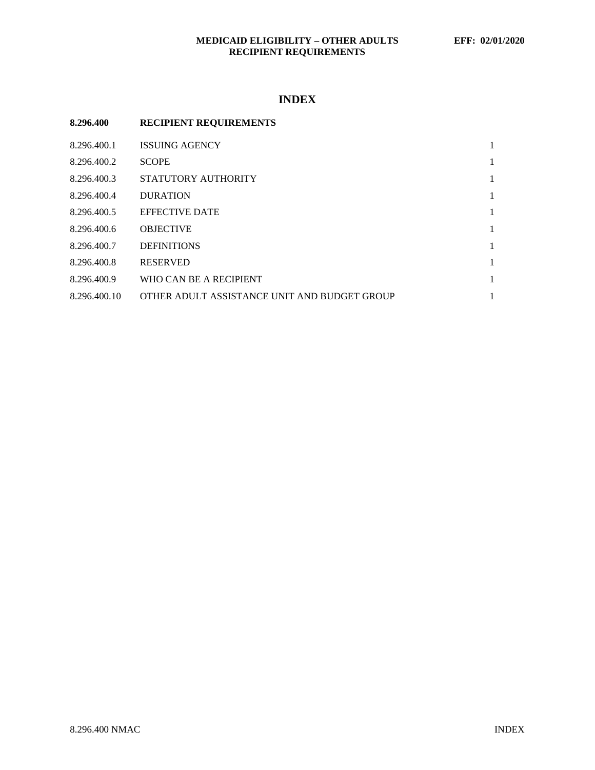**MEDICAID ELIGIBILITY – OTHER ADULTS** **EFF: 02/01/2020**
**RECIPIENT REQUIREMENTS**

# INDEX

| **8.296.400** | **RECIPIENT REQUIREMENTS** | |
|---|---|---|
| 8.296.400.1 | ISSUING AGENCY | 1 |
| 8.296.400.2 | SCOPE | 1 |
| 8.296.400.3 | STATUTORY AUTHORITY | 1 |
| 8.296.400.4 | DURATION | 1 |
| 8.296.400.5 | EFFECTIVE DATE | 1 |
| 8.296.400.6 | OBJECTIVE | 1 |
| 8.296.400.7 | DEFINITIONS | 1 |
| 8.296.400.8 | RESERVED | 1 |
| 8.296.400.9 | WHO CAN BE A RECIPIENT | 1 |
| 8.296.400.10 | OTHER ADULT ASSISTANCE UNIT AND BUDGET GROUP | 1 |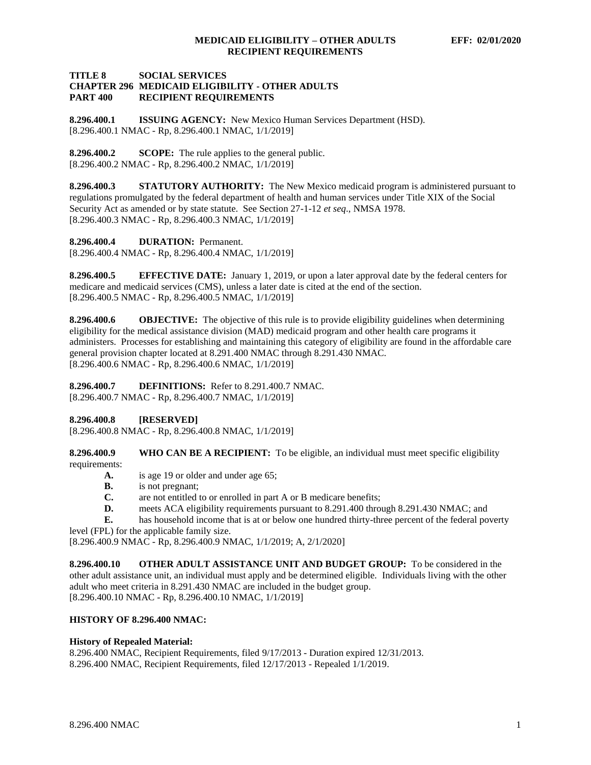**TITLE 8 SOCIAL SERVICES**
**CHAPTER 296 MEDICAID ELIGIBILITY - OTHER ADULTS**
**PART 400 RECIPIENT REQUIREMENTS**

**8.296.400.1 ISSUING AGENCY:** New Mexico Human Services Department (HSD).
[8.296.400.1 NMAC - Rp, 8.296.400.1 NMAC, 1/1/2019]

**8.296.400.2 SCOPE:** The rule applies to the general public.
[8.296.400.2 NMAC - Rp, 8.296.400.2 NMAC, 1/1/2019]

**8.296.400.3 STATUTORY AUTHORITY:** The New Mexico medicaid program is administered pursuant to regulations promulgated by the federal department of health and human services under Title XIX of the Social Security Act as amended or by state statute. See Section 27-1-12 *et seq*., NMSA 1978.
[8.296.400.3 NMAC - Rp, 8.296.400.3 NMAC, 1/1/2019]

**8.296.400.4 DURATION:** Permanent.
[8.296.400.4 NMAC - Rp, 8.296.400.4 NMAC, 1/1/2019]

**8.296.400.5 EFFECTIVE DATE:** January 1, 2019, or upon a later approval date by the federal centers for medicare and medicaid services (CMS), unless a later date is cited at the end of the section.
[8.296.400.5 NMAC - Rp, 8.296.400.5 NMAC, 1/1/2019]

**8.296.400.6 OBJECTIVE:** The objective of this rule is to provide eligibility guidelines when determining eligibility for the medical assistance division (MAD) medicaid program and other health care programs it administers. Processes for establishing and maintaining this category of eligibility are found in the affordable care general provision chapter located at 8.291.400 NMAC through 8.291.430 NMAC.
[8.296.400.6 NMAC - Rp, 8.296.400.6 NMAC, 1/1/2019]

**8.296.400.7 DEFINITIONS:** Refer to 8.291.400.7 NMAC.
[8.296.400.7 NMAC - Rp, 8.296.400.7 NMAC, 1/1/2019]

**8.296.400.8 [RESERVED]**
[8.296.400.8 NMAC - Rp, 8.296.400.8 NMAC, 1/1/2019]

**8.296.400.9 WHO CAN BE A RECIPIENT:** To be eligible, an individual must meet specific eligibility requirements:

**A.** is age 19 or older and under age 65;

**B.** is not pregnant;

**C.** are not entitled to or enrolled in part A or B medicare benefits;

**D.** meets ACA eligibility requirements pursuant to 8.291.400 through 8.291.430 NMAC; and

**E.** has household income that is at or below one hundred thirty-three percent of the federal poverty level (FPL) for the applicable family size.

[8.296.400.9 NMAC - Rp, 8.296.400.9 NMAC, 1/1/2019; A, 2/1/2020]

**8.296.400.10 OTHER ADULT ASSISTANCE UNIT AND BUDGET GROUP:** To be considered in the other adult assistance unit, an individual must apply and be determined eligible. Individuals living with the other adult who meet criteria in 8.291.430 NMAC are included in the budget group.
[8.296.400.10 NMAC - Rp, 8.296.400.10 NMAC, 1/1/2019]

**HISTORY OF 8.296.400 NMAC:**

**History of Repealed Material:**
8.296.400 NMAC, Recipient Requirements, filed 9/17/2013 - Duration expired 12/31/2013.
8.296.400 NMAC, Recipient Requirements, filed 12/17/2013 - Repealed 1/1/2019.